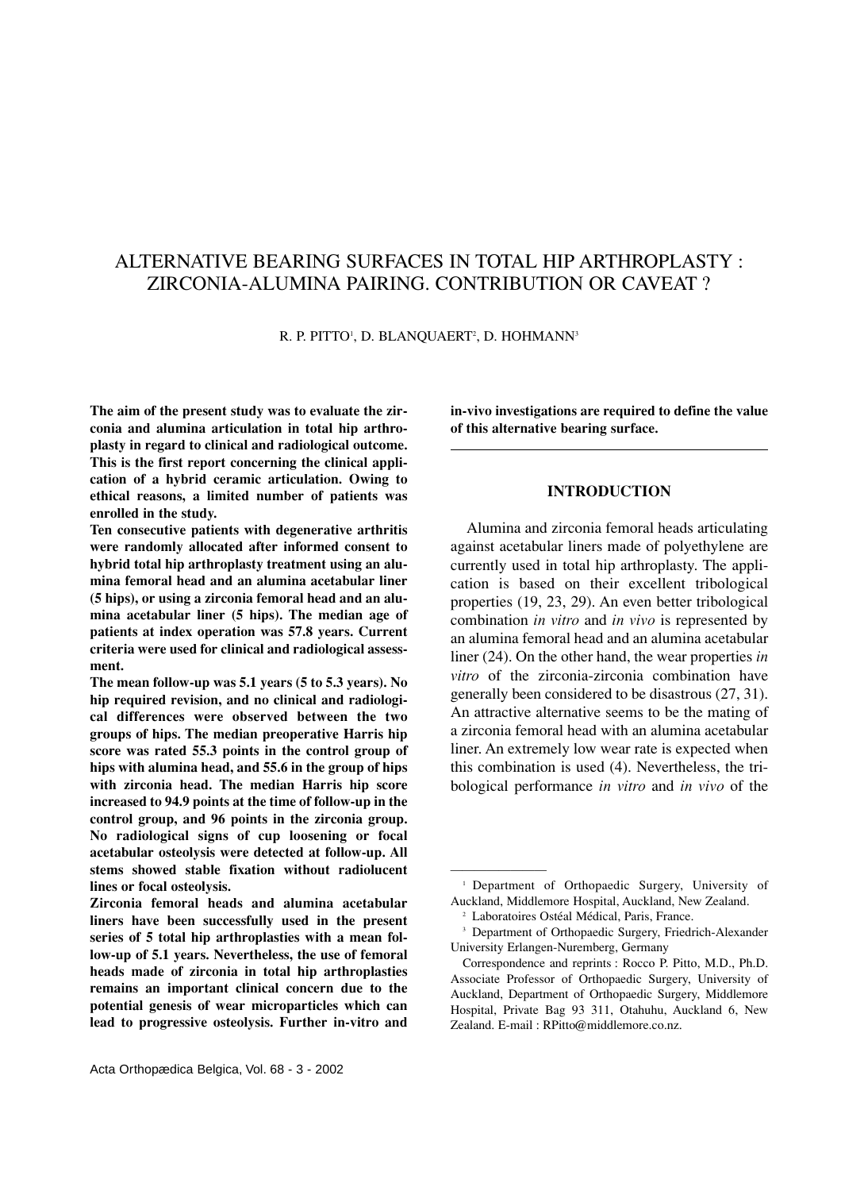# ALTERNATIVE BEARING SURFACES IN TOTAL HIP ARTHROPLASTY : ZIRCONIA-ALUMINA PAIRING. CONTRIBUTION OR CAVEAT ?

R. P. PITTO[1], D. BLANQUAERT[2], D. HOHMANN[3]

**The aim of the present study was to evaluate the zirconia and alumina articulation in total hip arthroplasty in regard to clinical and radiological outcome. This is the first report concerning the clinical application of a hybrid ceramic articulation. Owing to ethical reasons, a limited number of patients was enrolled in the study.**

**Ten consecutive patients with degenerative arthritis were randomly allocated after informed consent to hybrid total hip arthroplasty treatment using an alumina femoral head and an alumina acetabular liner (5 hips), or using a zirconia femoral head and an alumina acetabular liner (5 hips). The median age of patients at index operation was 57.8 years. Current criteria were used for clinical and radiological assessment.**

**The mean follow-up was 5.1 years (5 to 5.3 years). No hip required revision, and no clinical and radiological differences were observed between the two groups of hips. The median preoperative Harris hip score was rated 55.3 points in the control group of hips with alumina head, and 55.6 in the group of hips with zirconia head. The median Harris hip score increased to 94.9 points at the time of follow-up in the control group, and 96 points in the zirconia group. No radiological signs of cup loosening or focal acetabular osteolysis were detected at follow-up. All stems showed stable fixation without radiolucent lines or focal osteolysis.**

**Zirconia femoral heads and alumina acetabular liners have been successfully used in the present series of 5 total hip arthroplasties with a mean follow-up of 5.1 years. Nevertheless, the use of femoral heads made of zirconia in total hip arthroplasties remains an important clinical concern due to the potential genesis of wear microparticles which can lead to progressive osteolysis. Further in-vitro and in-vivo investigations are required to define the value of this alternative bearing surface.**

## INTRODUCTION

Alumina and zirconia femoral heads articulating against acetabular liners made of polyethylene are currently used in total hip arthroplasty. The application is based on their excellent tribological properties (19, 23, 29). An even better tribological combination *in vitro* and *in vivo* is represented by an alumina femoral head and an alumina acetabular liner (24). On the other hand, the wear properties *in vitro* of the zirconia-zirconia combination have generally been considered to be disastrous (27, 31). An attractive alternative seems to be the mating of a zirconia femoral head with an alumina acetabular liner. An extremely low wear rate is expected when this combination is used (4). Nevertheless, the tribological performance *in vitro* and *in vivo* of the

[1] Department of Orthopaedic Surgery, University of Auckland, Middlemore Hospital, Auckland, New Zealand.

[2] Laboratoires Ostéal Médical, Paris, France.

[3] Department of Orthopaedic Surgery, Friedrich-Alexander University Erlangen-Nuremberg, Germany

Correspondence and reprints : Rocco P. Pitto, M.D., Ph.D. Associate Professor of Orthopaedic Surgery, University of Auckland, Department of Orthopaedic Surgery, Middlemore Hospital, Private Bag 93 311, Otahuhu, Auckland 6, New Zealand. E-mail : RPitto@middlemore.co.nz.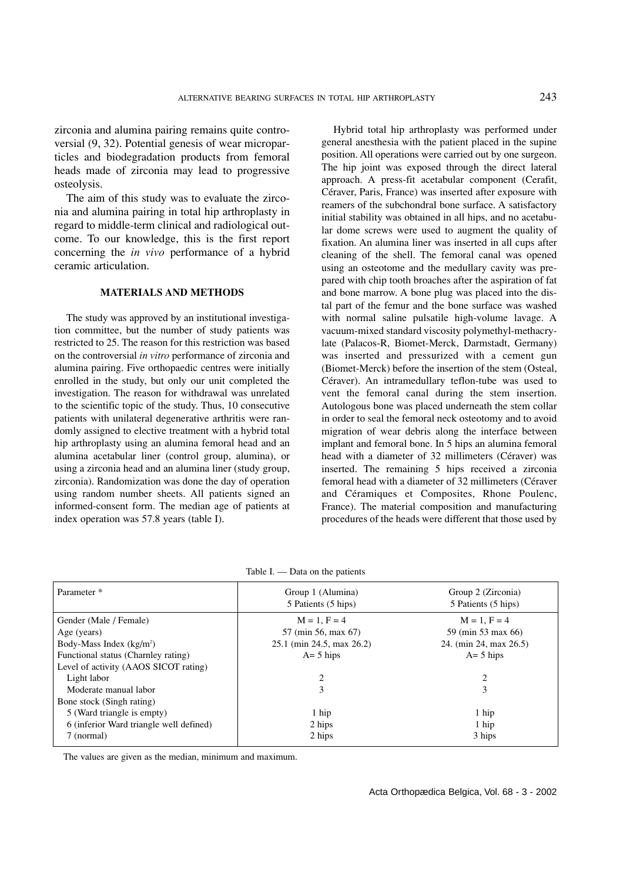zirconia and alumina pairing remains quite controversial (9, 32). Potential genesis of wear microparticles and biodegradation products from femoral heads made of zirconia may lead to progressive osteolysis.

The aim of this study was to evaluate the zirconia and alumina pairing in total hip arthroplasty in regard to middle-term clinical and radiological outcome. To our knowledge, this is the first report concerning the *in vivo* performance of a hybrid ceramic articulation.

## MATERIALS AND METHODS

The study was approved by an institutional investigation committee, but the number of study patients was restricted to 25. The reason for this restriction was based on the controversial *in vitro* performance of zirconia and alumina pairing. Five orthopaedic centres were initially enrolled in the study, but only our unit completed the investigation. The reason for withdrawal was unrelated to the scientific topic of the study. Thus, 10 consecutive patients with unilateral degenerative arthritis were randomly assigned to elective treatment with a hybrid total hip arthroplasty using an alumina femoral head and an alumina acetabular liner (control group, alumina), or using a zirconia head and an alumina liner (study group, zirconia). Randomization was done the day of operation using random number sheets. All patients signed an informed-consent form. The median age of patients at index operation was 57.8 years (table I).

Hybrid total hip arthroplasty was performed under general anesthesia with the patient placed in the supine position. All operations were carried out by one surgeon. The hip joint was exposed through the direct lateral approach. A press-fit acetabular component (Cerafit, Céraver, Paris, France) was inserted after exposure with reamers of the subchondral bone surface. A satisfactory initial stability was obtained in all hips, and no acetabular dome screws were used to augment the quality of fixation. An alumina liner was inserted in all cups after cleaning of the shell. The femoral canal was opened using an osteotome and the medullary cavity was prepared with chip tooth broaches after the aspiration of fat and bone marrow. A bone plug was placed into the distal part of the femur and the bone surface was washed with normal saline pulsatile high-volume lavage. A vacuum-mixed standard viscosity polymethyl-methacrylate (Palacos-R, Biomet-Merck, Darmstadt, Germany) was inserted and pressurized with a cement gun (Biomet-Merck) before the insertion of the stem (Osteal, Céraver). An intramedullary teflon-tube was used to vent the femoral canal during the stem insertion. Autologous bone was placed underneath the stem collar in order to seal the femoral neck osteotomy and to avoid migration of wear debris along the interface between implant and femoral bone. In 5 hips an alumina femoral head with a diameter of 32 millimeters (Céraver) was inserted. The remaining 5 hips received a zirconia femoral head with a diameter of 32 millimeters (Céraver and Céramiques et Composites, Rhone Poulenc, France). The material composition and manufacturing procedures of the heads were different that those used by

Table I. — Data on the patients

| Parameter * | Group 1 (Alumina) 5 Patients (5 hips) | Group 2 (Zirconia) 5 Patients (5 hips) |
|---|---|---|
| Gender (Male / Female) | M = 1, F = 4 | M = 1, F = 4 |
| Age (years) | 57 (min 56, max 67) | 59 (min 53 max 66) |
| Body-Mass Index (kg/m²) | 25.1 (min 24.5, max 26.2) | 24. (min 24, max 26.5) |
| Functional status (Charnley rating) | A= 5 hips | A= 5 hips |
| Level of activity (AAOS SICOT rating) | | |
| Light labor | 2 | 2 |
| Moderate manual labor | 3 | 3 |
| Bone stock (Singh rating) | | |
| 5 (Ward triangle is empty) | 1 hip | 1 hip |
| 6 (inferior Ward triangle well defined) | 2 hips | 1 hip |
| 7 (normal) | 2 hips | 3 hips |

The values are given as the median, minimum and maximum.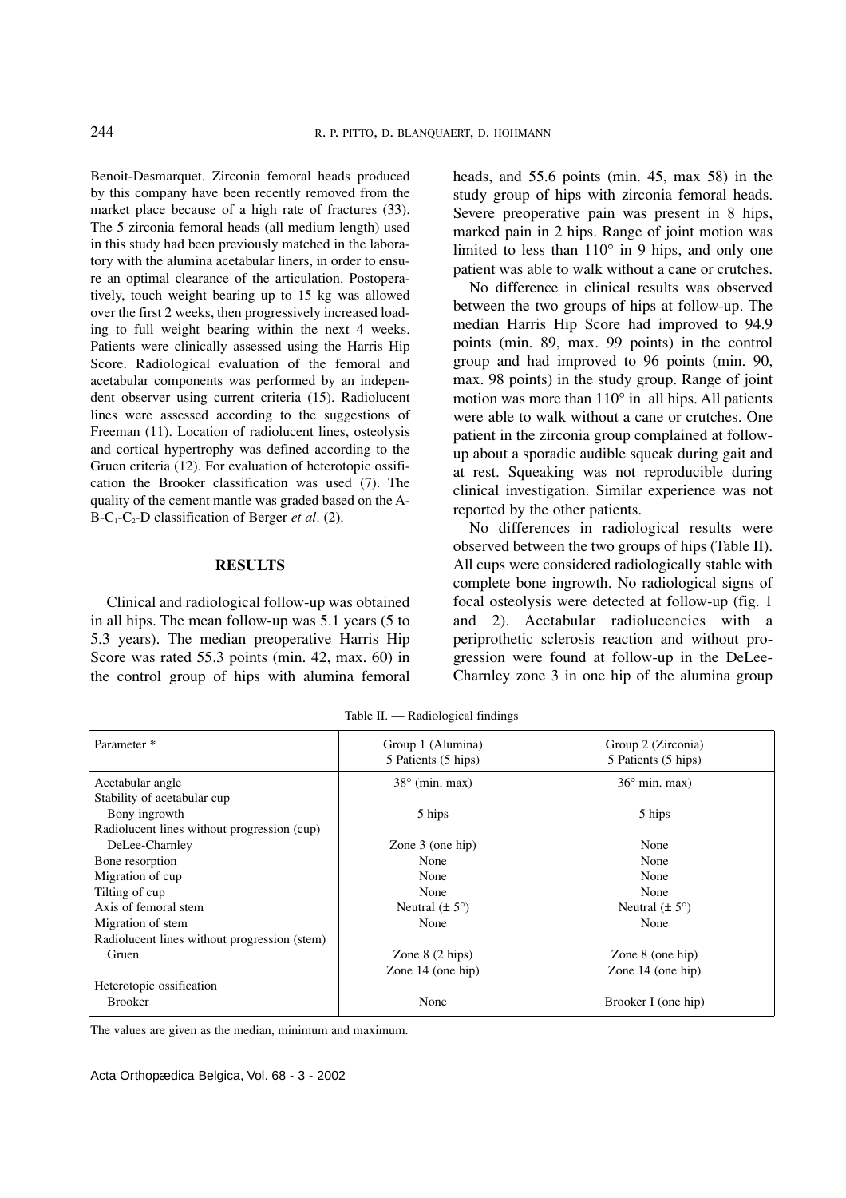Benoit-Desmarquet. Zirconia femoral heads produced by this company have been recently removed from the market place because of a high rate of fractures (33). The 5 zirconia femoral heads (all medium length) used in this study had been previously matched in the laboratory with the alumina acetabular liners, in order to ensure an optimal clearance of the articulation. Postoperatively, touch weight bearing up to 15 kg was allowed over the first 2 weeks, then progressively increased loading to full weight bearing within the next 4 weeks. Patients were clinically assessed using the Harris Hip Score. Radiological evaluation of the femoral and acetabular components was performed by an independent observer using current criteria (15). Radiolucent lines were assessed according to the suggestions of Freeman (11). Location of radiolucent lines, osteolysis and cortical hypertrophy was defined according to the Gruen criteria (12). For evaluation of heterotopic ossification the Brooker classification was used (7). The quality of the cement mantle was graded based on the A-B-$C_1$-$C_2$-D classification of Berger *et al*. (2).

## RESULTS

Clinical and radiological follow-up was obtained in all hips. The mean follow-up was 5.1 years (5 to 5.3 years). The median preoperative Harris Hip Score was rated 55.3 points (min. 42, max. 60) in the control group of hips with alumina femoral heads, and 55.6 points (min. 45, max 58) in the study group of hips with zirconia femoral heads. Severe preoperative pain was present in 8 hips, marked pain in 2 hips. Range of joint motion was limited to less than 110° in 9 hips, and only one patient was able to walk without a cane or crutches.

No difference in clinical results was observed between the two groups of hips at follow-up. The median Harris Hip Score had improved to 94.9 points (min. 89, max. 99 points) in the control group and had improved to 96 points (min. 90, max. 98 points) in the study group. Range of joint motion was more than 110° in all hips. All patients were able to walk without a cane or crutches. One patient in the zirconia group complained at follow-up about a sporadic audible squeak during gait and at rest. Squeaking was not reproducible during clinical investigation. Similar experience was not reported by the other patients.

No differences in radiological results were observed between the two groups of hips (Table II). All cups were considered radiologically stable with complete bone ingrowth. No radiological signs of focal osteolysis were detected at follow-up (fig. 1 and 2). Acetabular radiolucencies with a periprothetic sclerosis reaction and without progression were found at follow-up in the DeLee-Charnley zone 3 in one hip of the alumina group

Table II. — Radiological findings

| Parameter * | Group 1 (Alumina) 5 Patients (5 hips) | Group 2 (Zirconia) 5 Patients (5 hips) |
|---|---|---|
| Acetabular angle | 38° (min. max) | 36° min. max) |
| Stability of acetabular cup | | |
| Bony ingrowth | 5 hips | 5 hips |
| Radiolucent lines without progression (cup) | | |
| DeLee-Charnley | Zone 3 (one hip) | None |
| Bone resorption | None | None |
| Migration of cup | None | None |
| Tilting of cup | None | None |
| Axis of femoral stem | Neutral (± 5°) | Neutral (± 5°) |
| Migration of stem | None | None |
| Radiolucent lines without progression (stem) | | |
| Gruen | Zone 8 (2 hips) | Zone 8 (one hip) |
| | Zone 14 (one hip) | Zone 14 (one hip) |
| Heterotopic ossification | | |
| Brooker | None | Brooker I (one hip) |

The values are given as the median, minimum and maximum.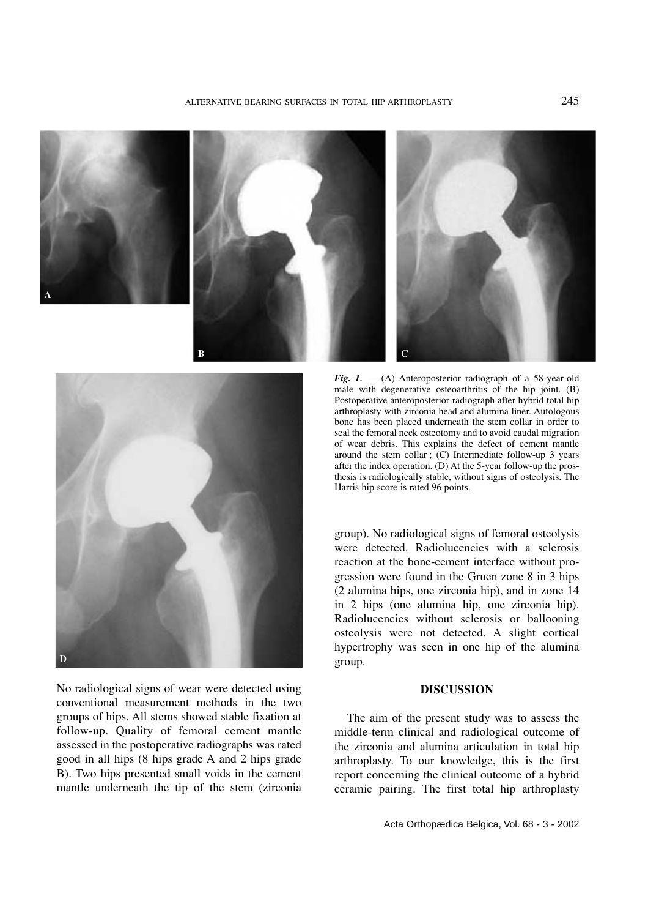*Fig. 1.* — (A) Anteroposterior radiograph of a 58-year-old male with degenerative osteoarthritis of the hip joint. (B) Postoperative anteroposterior radiograph after hybrid total hip arthroplasty with zirconia head and alumina liner. Autologous bone has been placed underneath the stem collar in order to seal the femoral neck osteotomy and to avoid caudal migration of wear debris. This explains the defect of cement mantle around the stem collar ; (C) Intermediate follow-up 3 years after the index operation. (D) At the 5-year follow-up the prosthesis is radiologically stable, without signs of osteolysis. The Harris hip score is rated 96 points.

No radiological signs of wear were detected using conventional measurement methods in the two groups of hips. All stems showed stable fixation at follow-up. Quality of femoral cement mantle assessed in the postoperative radiographs was rated good in all hips (8 hips grade A and 2 hips grade B). Two hips presented small voids in the cement mantle underneath the tip of the stem (zirconia group). No radiological signs of femoral osteolysis were detected. Radiolucencies with a sclerosis reaction at the bone-cement interface without progression were found in the Gruen zone 8 in 3 hips (2 alumina hips, one zirconia hip), and in zone 14 in 2 hips (one alumina hip, one zirconia hip). Radiolucencies without sclerosis or ballooning osteolysis were not detected. A slight cortical hypertrophy was seen in one hip of the alumina group.

## DISCUSSION

The aim of the present study was to assess the middle-term clinical and radiological outcome of the zirconia and alumina articulation in total hip arthroplasty. To our knowledge, this is the first report concerning the clinical outcome of a hybrid ceramic pairing. The first total hip arthroplasty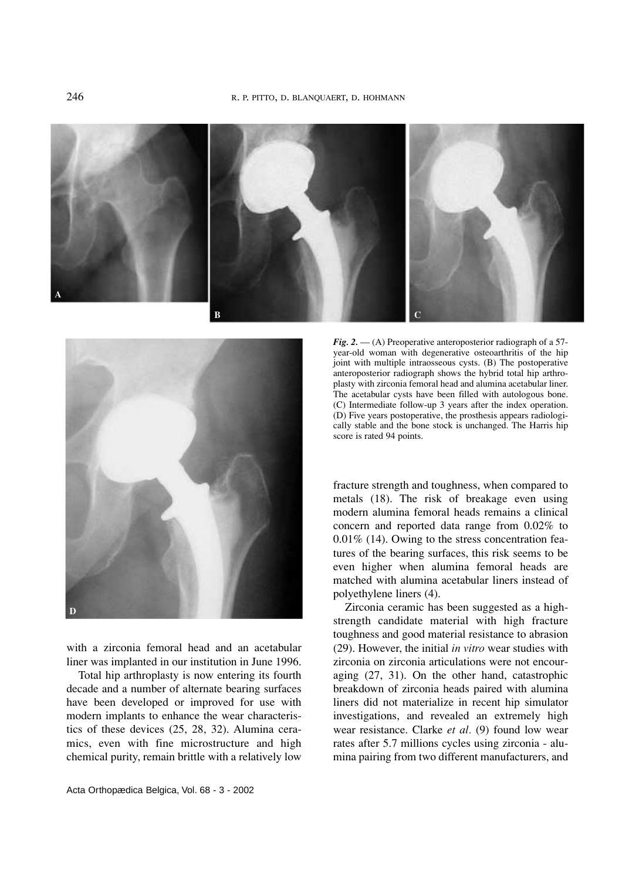*Fig. 2.* — (A) Preoperative anteroposterior radiograph of a 57-year-old woman with degenerative osteoarthritis of the hip joint with multiple intraosseous cysts. (B) The postoperative anteroposterior radiograph shows the hybrid total hip arthroplasty with zirconia femoral head and alumina acetabular liner. The acetabular cysts have been filled with autologous bone. (C) Intermediate follow-up 3 years after the index operation. (D) Five years postoperative, the prosthesis appears radiologically stable and the bone stock is unchanged. The Harris hip score is rated 94 points.

with a zirconia femoral head and an acetabular liner was implanted in our institution in June 1996.

Total hip arthroplasty is now entering its fourth decade and a number of alternate bearing surfaces have been developed or improved for use with modern implants to enhance the wear characteristics of these devices (25, 28, 32). Alumina ceramics, even with fine microstructure and high chemical purity, remain brittle with a relatively low fracture strength and toughness, when compared to metals (18). The risk of breakage even using modern alumina femoral heads remains a clinical concern and reported data range from 0.02% to 0.01% (14). Owing to the stress concentration features of the bearing surfaces, this risk seems to be even higher when alumina femoral heads are matched with alumina acetabular liners instead of polyethylene liners (4).

Zirconia ceramic has been suggested as a high-strength candidate material with high fracture toughness and good material resistance to abrasion (29). However, the initial *in vitro* wear studies with zirconia on zirconia articulations were not encouraging (27, 31). On the other hand, catastrophic breakdown of zirconia heads paired with alumina liners did not materialize in recent hip simulator investigations, and revealed an extremely high wear resistance. Clarke *et al.* (9) found low wear rates after 5.7 millions cycles using zirconia - alumina pairing from two different manufacturers, and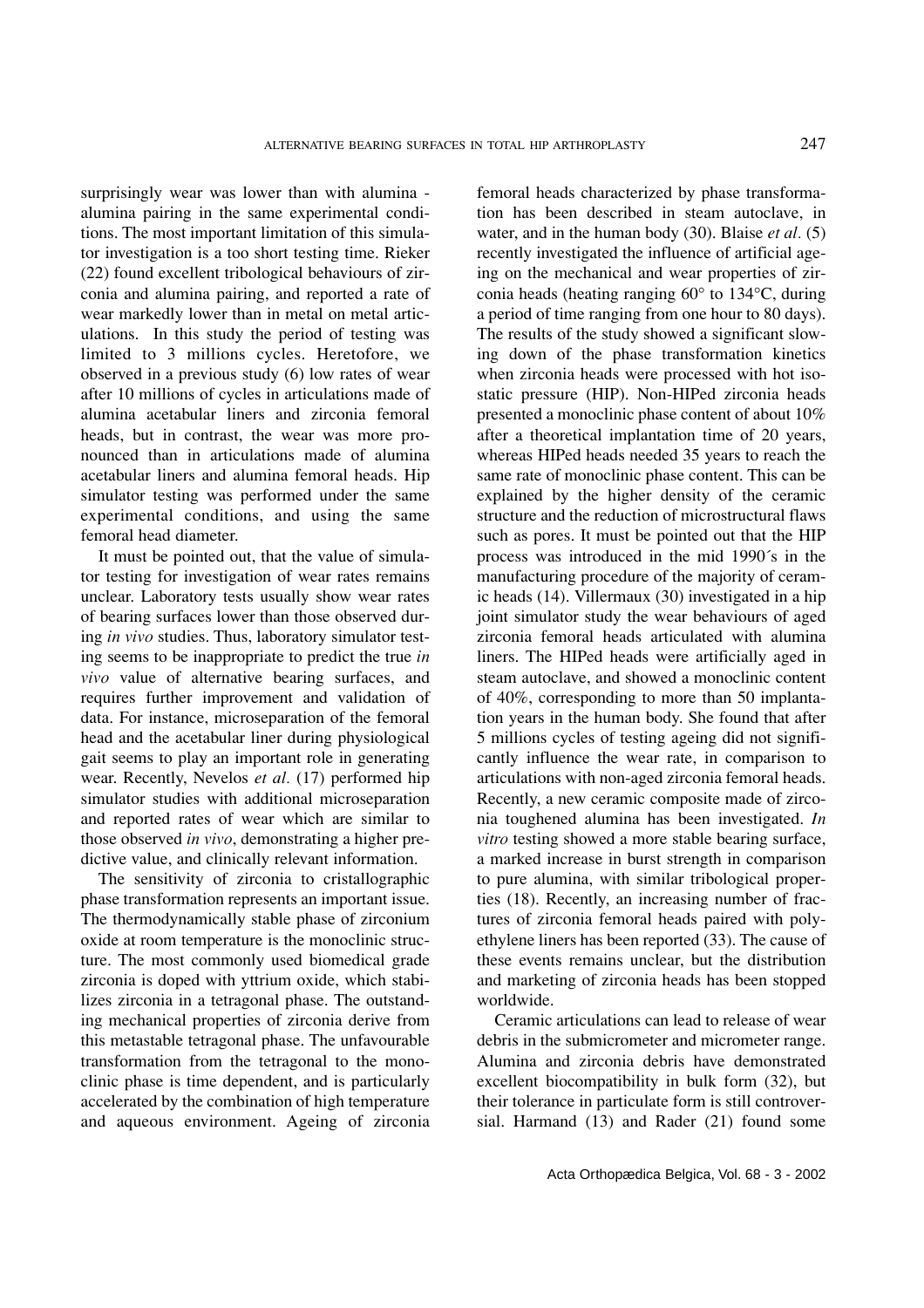surprisingly wear was lower than with alumina - alumina pairing in the same experimental conditions. The most important limitation of this simulator investigation is a too short testing time. Rieker (22) found excellent tribological behaviours of zirconia and alumina pairing, and reported a rate of wear markedly lower than in metal on metal articulations. In this study the period of testing was limited to 3 millions cycles. Heretofore, we observed in a previous study (6) low rates of wear after 10 millions of cycles in articulations made of alumina acetabular liners and zirconia femoral heads, but in contrast, the wear was more pronounced than in articulations made of alumina acetabular liners and alumina femoral heads. Hip simulator testing was performed under the same experimental conditions, and using the same femoral head diameter.

It must be pointed out, that the value of simulator testing for investigation of wear rates remains unclear. Laboratory tests usually show wear rates of bearing surfaces lower than those observed during *in vivo* studies. Thus, laboratory simulator testing seems to be inappropriate to predict the true *in vivo* value of alternative bearing surfaces, and requires further improvement and validation of data. For instance, microseparation of the femoral head and the acetabular liner during physiological gait seems to play an important role in generating wear. Recently, Nevelos *et al.* (17) performed hip simulator studies with additional microseparation and reported rates of wear which are similar to those observed *in vivo*, demonstrating a higher predictive value, and clinically relevant information.

The sensitivity of zirconia to cristallographic phase transformation represents an important issue. The thermodynamically stable phase of zirconium oxide at room temperature is the monoclinic structure. The most commonly used biomedical grade zirconia is doped with yttrium oxide, which stabilizes zirconia in a tetragonal phase. The outstanding mechanical properties of zirconia derive from this metastable tetragonal phase. The unfavourable transformation from the tetragonal to the monoclinic phase is time dependent, and is particularly accelerated by the combination of high temperature and aqueous environment. Ageing of zirconia femoral heads characterized by phase transformation has been described in steam autoclave, in water, and in the human body (30). Blaise *et al.* (5) recently investigated the influence of artificial ageing on the mechanical and wear properties of zirconia heads (heating ranging 60° to 134°C, during a period of time ranging from one hour to 80 days). The results of the study showed a significant slowing down of the phase transformation kinetics when zirconia heads were processed with hot isostatic pressure (HIP). Non-HIPed zirconia heads presented a monoclinic phase content of about 10% after a theoretical implantation time of 20 years, whereas HIPed heads needed 35 years to reach the same rate of monoclinic phase content. This can be explained by the higher density of the ceramic structure and the reduction of microstructural flaws such as pores. It must be pointed out that the HIP process was introduced in the mid 1990´s in the manufacturing procedure of the majority of ceramic heads (14). Villermaux (30) investigated in a hip joint simulator study the wear behaviours of aged zirconia femoral heads articulated with alumina liners. The HIPed heads were artificially aged in steam autoclave, and showed a monoclinic content of 40%, corresponding to more than 50 implantation years in the human body. She found that after 5 millions cycles of testing ageing did not significantly influence the wear rate, in comparison to articulations with non-aged zirconia femoral heads. Recently, a new ceramic composite made of zirconia toughened alumina has been investigated. *In vitro* testing showed a more stable bearing surface, a marked increase in burst strength in comparison to pure alumina, with similar tribological properties (18). Recently, an increasing number of fractures of zirconia femoral heads paired with polyethylene liners has been reported (33). The cause of these events remains unclear, but the distribution and marketing of zirconia heads has been stopped worldwide.

Ceramic articulations can lead to release of wear debris in the submicrometer and micrometer range. Alumina and zirconia debris have demonstrated excellent biocompatibility in bulk form (32), but their tolerance in particulate form is still controversial. Harmand (13) and Rader (21) found some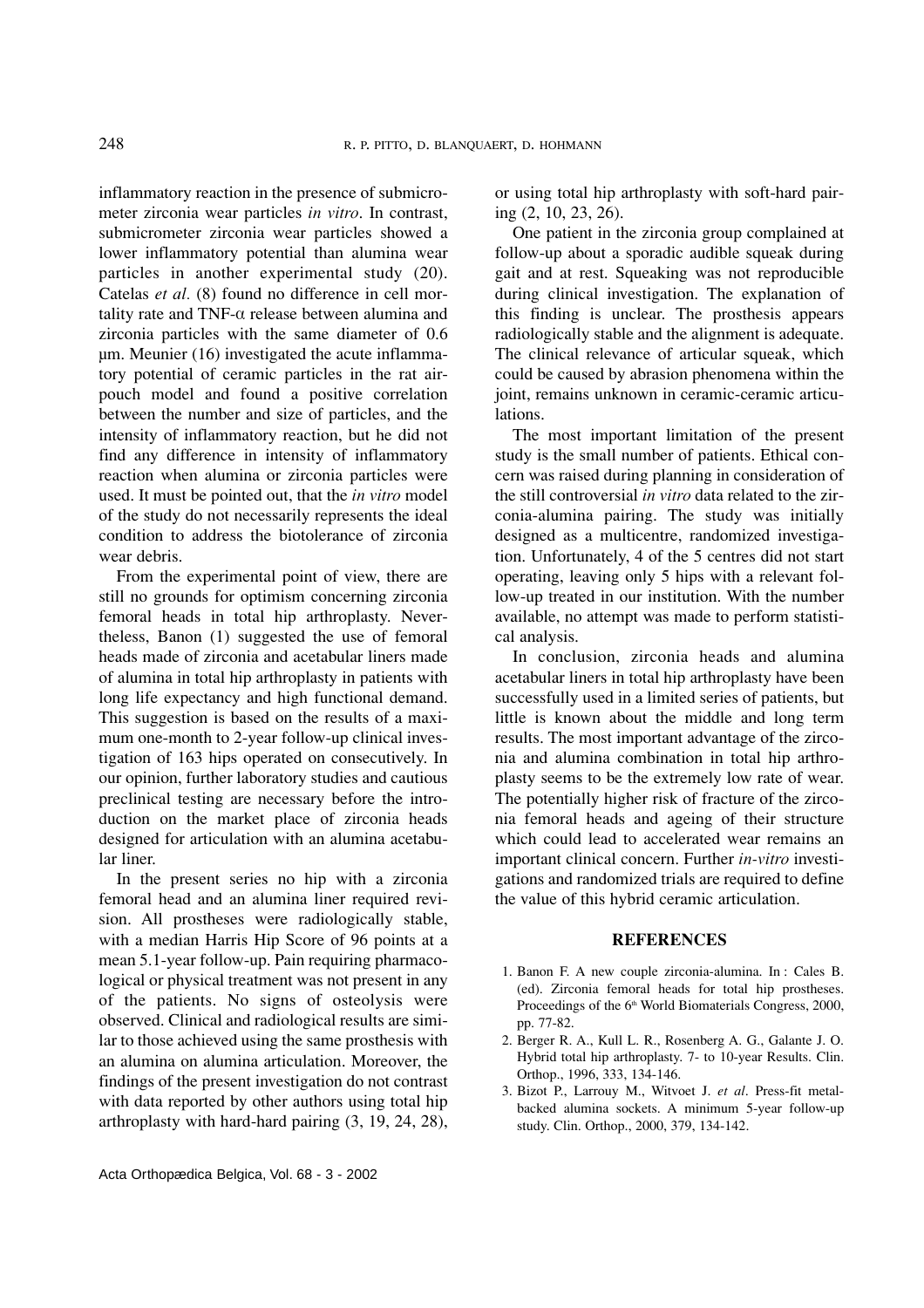inflammatory reaction in the presence of submicrometer zirconia wear particles *in vitro*. In contrast, submicrometer zirconia wear particles showed a lower inflammatory potential than alumina wear particles in another experimental study (20). Catelas *et al.* (8) found no difference in cell mortality rate and TNF-$\alpha$ release between alumina and zirconia particles with the same diameter of 0.6 µm. Meunier (16) investigated the acute inflammatory potential of ceramic particles in the rat airpouch model and found a positive correlation between the number and size of particles, and the intensity of inflammatory reaction, but he did not find any difference in intensity of inflammatory reaction when alumina or zirconia particles were used. It must be pointed out, that the *in vitro* model of the study do not necessarily represents the ideal condition to address the biotolerance of zirconia wear debris.

From the experimental point of view, there are still no grounds for optimism concerning zirconia femoral heads in total hip arthroplasty. Nevertheless, Banon (1) suggested the use of femoral heads made of zirconia and acetabular liners made of alumina in total hip arthroplasty in patients with long life expectancy and high functional demand. This suggestion is based on the results of a maximum one-month to 2-year follow-up clinical investigation of 163 hips operated on consecutively. In our opinion, further laboratory studies and cautious preclinical testing are necessary before the introduction on the market place of zirconia heads designed for articulation with an alumina acetabular liner.

In the present series no hip with a zirconia femoral head and an alumina liner required revision. All prostheses were radiologically stable, with a median Harris Hip Score of 96 points at a mean 5.1-year follow-up. Pain requiring pharmacological or physical treatment was not present in any of the patients. No signs of osteolysis were observed. Clinical and radiological results are similar to those achieved using the same prosthesis with an alumina on alumina articulation. Moreover, the findings of the present investigation do not contrast with data reported by other authors using total hip arthroplasty with hard-hard pairing (3, 19, 24, 28), or using total hip arthroplasty with soft-hard pairing (2, 10, 23, 26).

One patient in the zirconia group complained at follow-up about a sporadic audible squeak during gait and at rest. Squeaking was not reproducible during clinical investigation. The explanation of this finding is unclear. The prosthesis appears radiologically stable and the alignment is adequate. The clinical relevance of articular squeak, which could be caused by abrasion phenomena within the joint, remains unknown in ceramic-ceramic articulations.

The most important limitation of the present study is the small number of patients. Ethical concern was raised during planning in consideration of the still controversial *in vitro* data related to the zirconia-alumina pairing. The study was initially designed as a multicentre, randomized investigation. Unfortunately, 4 of the 5 centres did not start operating, leaving only 5 hips with a relevant follow-up treated in our institution. With the number available, no attempt was made to perform statistical analysis.

In conclusion, zirconia heads and alumina acetabular liners in total hip arthroplasty have been successfully used in a limited series of patients, but little is known about the middle and long term results. The most important advantage of the zirconia and alumina combination in total hip arthroplasty seems to be the extremely low rate of wear. The potentially higher risk of fracture of the zirconia femoral heads and ageing of their structure which could lead to accelerated wear remains an important clinical concern. Further *in-vitro* investigations and randomized trials are required to define the value of this hybrid ceramic articulation.

## REFERENCES

1. Banon F. A new couple zirconia-alumina. In : Cales B. (ed). Zirconia femoral heads for total hip prostheses. Proceedings of the 6th World Biomaterials Congress, 2000, pp. 77-82.
2. Berger R. A., Kull L. R., Rosenberg A. G., Galante J. O. Hybrid total hip arthroplasty. 7- to 10-year Results. Clin. Orthop., 1996, 333, 134-146.
3. Bizot P., Larrouy M., Witvoet J. *et al*. Press-fit metal-backed alumina sockets. A minimum 5-year follow-up study. Clin. Orthop., 2000, 379, 134-142.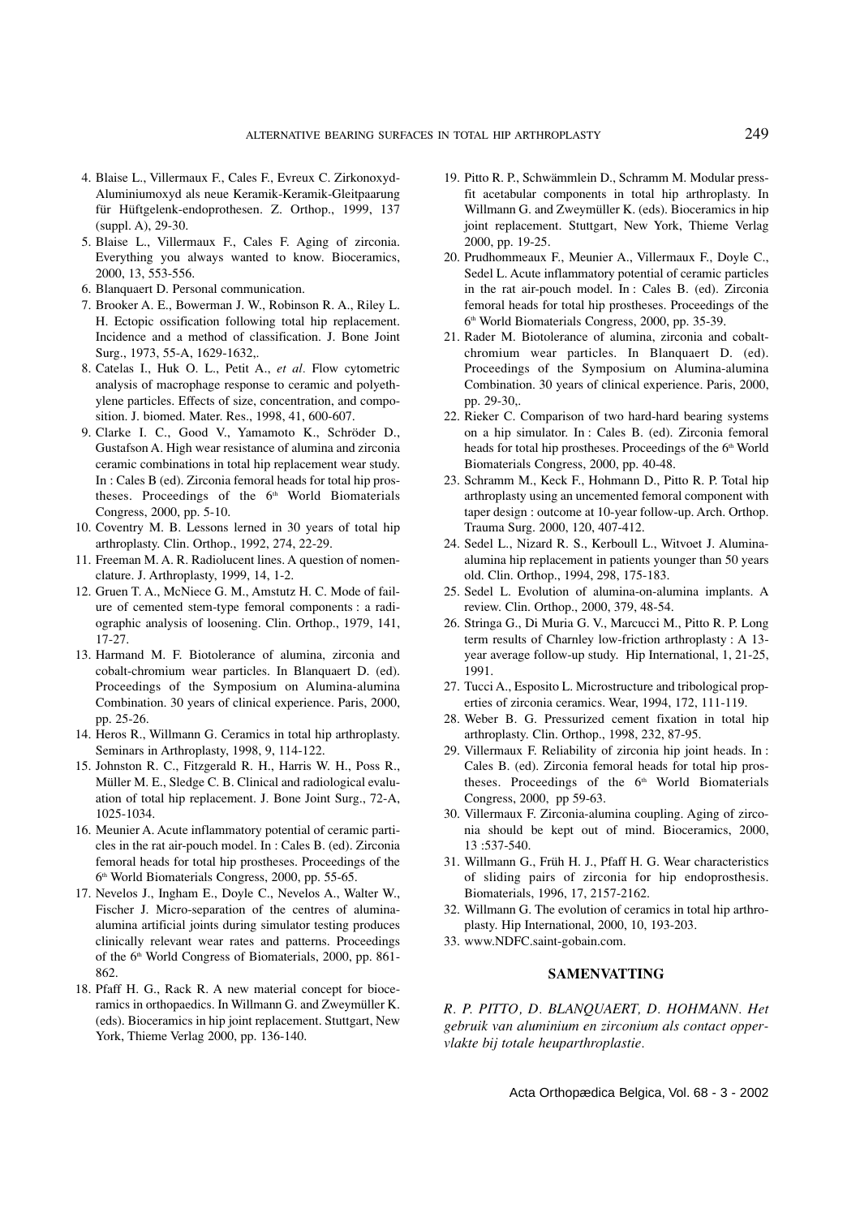4. Blaise L., Villermaux F., Cales F., Evreux C. Zirkonoxyd-Aluminiumoxyd als neue Keramik-Keramik-Gleitpaarung für Hüftgelenk-endoprothesen. Z. Orthop., 1999, 137 (suppl. A), 29-30.
5. Blaise L., Villermaux F., Cales F. Aging of zirconia. Everything you always wanted to know. Bioceramics, 2000, 13, 553-556.
6. Blanquaert D. Personal communication.
7. Brooker A. E., Bowerman J. W., Robinson R. A., Riley L. H. Ectopic ossification following total hip replacement. Incidence and a method of classification. J. Bone Joint Surg., 1973, 55-A, 1629-1632,.
8. Catelas I., Huk O. L., Petit A., *et al*. Flow cytometric analysis of macrophage response to ceramic and polyethylene particles. Effects of size, concentration, and composition. J. biomed. Mater. Res., 1998, 41, 600-607.
9. Clarke I. C., Good V., Yamamoto K., Schröder D., Gustafson A. High wear resistance of alumina and zirconia ceramic combinations in total hip replacement wear study. In : Cales B (ed). Zirconia femoral heads for total hip prostheses. Proceedings of the 6th World Biomaterials Congress, 2000, pp. 5-10.
10. Coventry M. B. Lessons lerned in 30 years of total hip arthroplasty. Clin. Orthop., 1992, 274, 22-29.
11. Freeman M. A. R. Radiolucent lines. A question of nomenclature. J. Arthroplasty, 1999, 14, 1-2.
12. Gruen T. A., McNiece G. M., Amstutz H. C. Mode of failure of cemented stem-type femoral components : a radiographic analysis of loosening. Clin. Orthop., 1979, 141, 17-27.
13. Harmand M. F. Biotolerance of alumina, zirconia and cobalt-chromium wear particles. In Blanquaert D. (ed). Proceedings of the Symposium on Alumina-alumina Combination. 30 years of clinical experience. Paris, 2000, pp. 25-26.
14. Heros R., Willmann G. Ceramics in total hip arthroplasty. Seminars in Arthroplasty, 1998, 9, 114-122.
15. Johnston R. C., Fitzgerald R. H., Harris W. H., Poss R., Müller M. E., Sledge C. B. Clinical and radiological evaluation of total hip replacement. J. Bone Joint Surg., 72-A, 1025-1034.
16. Meunier A. Acute inflammatory potential of ceramic particles in the rat air-pouch model. In : Cales B. (ed). Zirconia femoral heads for total hip prostheses. Proceedings of the 6th World Biomaterials Congress, 2000, pp. 55-65.
17. Nevelos J., Ingham E., Doyle C., Nevelos A., Walter W., Fischer J. Micro-separation of the centres of alumina-alumina artificial joints during simulator testing produces clinically relevant wear rates and patterns. Proceedings of the 6th World Congress of Biomaterials, 2000, pp. 861-862.
18. Pfaff H. G., Rack R. A new material concept for bioceramics in orthopaedics. In Willmann G. and Zweymüller K. (eds). Bioceramics in hip joint replacement. Stuttgart, New York, Thieme Verlag 2000, pp. 136-140.
19. Pitto R. P., Schwämmlein D., Schramm M. Modular press-fit acetabular components in total hip arthroplasty. In Willmann G. and Zweymüller K. (eds). Bioceramics in hip joint replacement. Stuttgart, New York, Thieme Verlag 2000, pp. 19-25.
20. Prudhommeaux F., Meunier A., Villermaux F., Doyle C., Sedel L. Acute inflammatory potential of ceramic particles in the rat air-pouch model. In : Cales B. (ed). Zirconia femoral heads for total hip prostheses. Proceedings of the 6th World Biomaterials Congress, 2000, pp. 35-39.
21. Rader M. Biotolerance of alumina, zirconia and cobalt-chromium wear particles. In Blanquaert D. (ed). Proceedings of the Symposium on Alumina-alumina Combination. 30 years of clinical experience. Paris, 2000, pp. 29-30,.
22. Rieker C. Comparison of two hard-hard bearing systems on a hip simulator. In : Cales B. (ed). Zirconia femoral heads for total hip prostheses. Proceedings of the 6th World Biomaterials Congress, 2000, pp. 40-48.
23. Schramm M., Keck F., Hohmann D., Pitto R. P. Total hip arthroplasty using an uncemented femoral component with taper design : outcome at 10-year follow-up. Arch. Orthop. Trauma Surg. 2000, 120, 407-412.
24. Sedel L., Nizard R. S., Kerboull L., Witvoet J. Alumina-alumina hip replacement in patients younger than 50 years old. Clin. Orthop., 1994, 298, 175-183.
25. Sedel L. Evolution of alumina-on-alumina implants. A review. Clin. Orthop., 2000, 379, 48-54.
26. Stringa G., Di Muria G. V., Marcucci M., Pitto R. P. Long term results of Charnley low-friction arthroplasty : A 13-year average follow-up study. Hip International, 1, 21-25, 1991.
27. Tucci A., Esposito L. Microstructure and tribological properties of zirconia ceramics. Wear, 1994, 172, 111-119.
28. Weber B. G. Pressurized cement fixation in total hip arthroplasty. Clin. Orthop., 1998, 232, 87-95.
29. Villermaux F. Reliability of zirconia hip joint heads. In : Cales B. (ed). Zirconia femoral heads for total hip prostheses. Proceedings of the 6th World Biomaterials Congress, 2000, pp 59-63.
30. Villermaux F. Zirconia-alumina coupling. Aging of zirconia should be kept out of mind. Bioceramics, 2000, 13 :537-540.
31. Willmann G., Früh H. J., Pfaff H. G. Wear characteristics of sliding pairs of zirconia for hip endoprosthesis. Biomaterials, 1996, 17, 2157-2162.
32. Willmann G. The evolution of ceramics in total hip arthroplasty. Hip International, 2000, 10, 193-203.
33. www.NDFC.saint-gobain.com.

## SAMENVATTING

*R. P. PITTO, D. BLANQUAERT, D. HOHMANN. Het gebruik van aluminium en zirconium als contact oppervlakte bij totale heuparthroplastie.*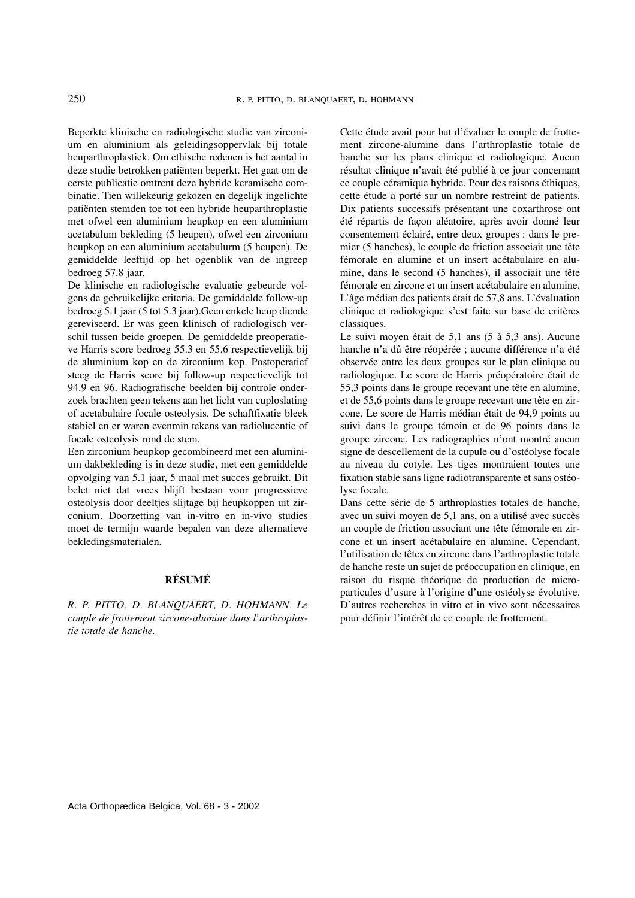Beperkte klinische en radiologische studie van zirconium en aluminium als geleidingsoppervlak bij totale heuparthroplastiek. Om ethische redenen is het aantal in deze studie betrokken patiënten beperkt. Het gaat om de eerste publicatie omtrent deze hybride keramische combinatie. Tien willekeurig gekozen en degelijk ingelichte patiënten stemden toe tot een hybride heuparthroplastie met ofwel een aluminium heupkop en een aluminium acetabulum bekleding (5 heupen), ofwel een zirconium heupkop en een aluminium acetabulurm (5 heupen). De gemiddelde leeftijd op het ogenblik van de ingreep bedroeg 57.8 jaar.

De klinische en radiologische evaluatie gebeurde volgens de gebruikelijke criteria. De gemiddelde follow-up bedroeg 5.1 jaar (5 tot 5.3 jaar).Geen enkele heup diende gereviseerd. Er was geen klinisch of radiologisch verschil tussen beide groepen. De gemiddelde preoperatieve Harris score bedroeg 55.3 en 55.6 respectievelijk bij de aluminium kop en de zirconium kop. Postoperatief steeg de Harris score bij follow-up respectievelijk tot 94.9 en 96. Radiografische beelden bij controle onderzoek brachten geen tekens aan het licht van cuploslating of acetabulaire focale osteolysis. De schaftfixatie bleek stabiel en er waren evenmin tekens van radiolucentie of focale osteolysis rond de stem.

Een zirconium heupkop gecombineerd met een aluminium dakbekleding is in deze studie, met een gemiddelde opvolging van 5.1 jaar, 5 maal met succes gebruikt. Dit belet niet dat vrees blijft bestaan voor progressieve osteolysis door deeltjes slijtage bij heupkoppen uit zirconium. Doorzetting van in-vitro en in-vivo studies moet de termijn waarde bepalen van deze alternatieve bekledingsmaterialen.

## RÉSUMÉ

*R. P. PITTO, D. BLANQUAERT, D. HOHMANN. Le couple de frottement zircone-alumine dans l'arthroplastie totale de hanche.*

Cette étude avait pour but d'évaluer le couple de frottement zircone-alumine dans l'arthroplastie totale de hanche sur les plans clinique et radiologique. Aucun résultat clinique n'avait été publié à ce jour concernant ce couple céramique hybride. Pour des raisons éthiques, cette étude a porté sur un nombre restreint de patients. Dix patients successifs présentant une coxarthrose ont été répartis de façon aléatoire, après avoir donné leur consentement éclairé, entre deux groupes : dans le premier (5 hanches), le couple de friction associait une tête fémorale en alumine et un insert acétabulaire en alumine, dans le second (5 hanches), il associait une tête fémorale en zircone et un insert acétabulaire en alumine. L'âge médian des patients était de 57,8 ans. L'évaluation clinique et radiologique s'est faite sur base de critères classiques.

Le suivi moyen était de 5,1 ans (5 à 5,3 ans). Aucune hanche n'a dû être réopérée ; aucune différence n'a été observée entre les deux groupes sur le plan clinique ou radiologique. Le score de Harris préopératoire était de 55,3 points dans le groupe recevant une tête en alumine, et de 55,6 points dans le groupe recevant une tête en zircone. Le score de Harris médian était de 94,9 points au suivi dans le groupe témoin et de 96 points dans le groupe zircone. Les radiographies n'ont montré aucun signe de descellement de la cupule ou d'ostéolyse focale au niveau du cotyle. Les tiges montraient toutes une fixation stable sans ligne radiotransparente et sans ostéolyse focale.

Dans cette série de 5 arthroplasties totales de hanche, avec un suivi moyen de 5,1 ans, on a utilisé avec succès un couple de friction associant une tête fémorale en zircone et un insert acétabulaire en alumine. Cependant, l'utilisation de têtes en zircone dans l'arthroplastie totale de hanche reste un sujet de préoccupation en clinique, en raison du risque théorique de production de microparticules d'usure à l'origine d'une ostéolyse évolutive. D'autres recherches in vitro et in vivo sont nécessaires pour définir l'intérêt de ce couple de frottement.